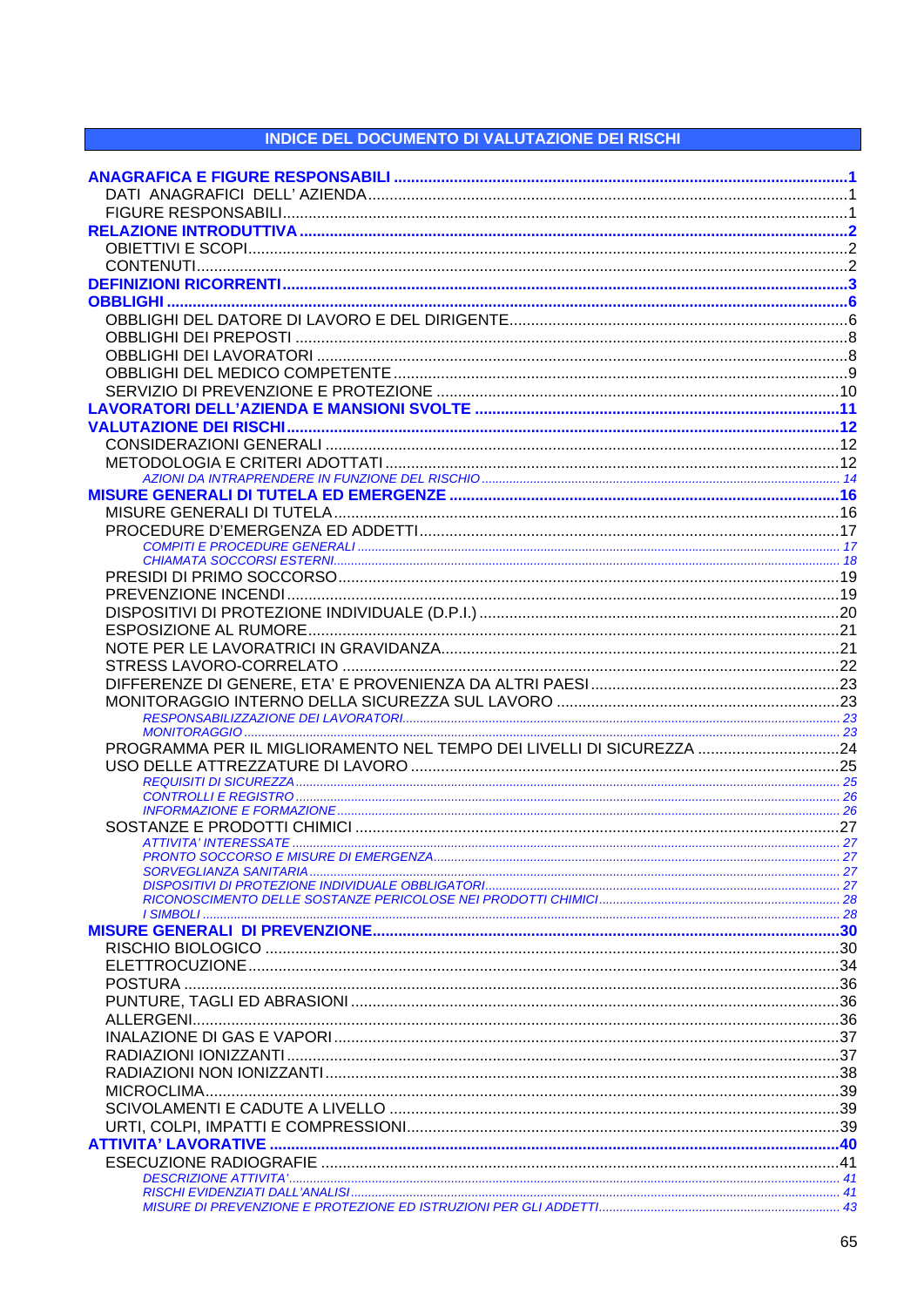# INDICE DEL DOCUMENTO DI VALUTAZIONE DEI RISCHI

**ANAGRAFICA E FIGURE RESPONSABILI** ..... 1
- DATI ANAGRAFICI DELL' AZIENDA ..... 1
- FIGURE RESPONSABILI ..... 1

**RELAZIONE INTRODUTTIVA** ..... 2
- OBIETTIVI E SCOPI ..... 2
- CONTENUTI ..... 2

**DEFINIZIONI RICORRENTI** ..... 3

**OBBLIGHI** ..... 6
- OBBLIGHI DEL DATORE DI LAVORO E DEL DIRIGENTE ..... 6
- OBBLIGHI DEI PREPOSTI ..... 8
- OBBLIGHI DEI LAVORATORI ..... 8
- OBBLIGHI DEL MEDICO COMPETENTE ..... 9
- SERVIZIO DI PREVENZIONE E PROTEZIONE ..... 10

**LAVORATORI DELL'AZIENDA E MANSIONI SVOLTE** ..... 11

**VALUTAZIONE DEI RISCHI** ..... 12
- CONSIDERAZIONI GENERALI ..... 12
- METODOLOGIA E CRITERI ADOTTATI ..... 12
  - *AZIONI DA INTRAPRENDERE IN FUNZIONE DEL RISCHIO* ..... 14

**MISURE GENERALI DI TUTELA ED EMERGENZE** ..... 16
- MISURE GENERALI DI TUTELA ..... 16
- PROCEDURE D'EMERGENZA ED ADDETTI ..... 17
  - *COMPITI E PROCEDURE GENERALI* ..... 17
  - *CHIAMATA SOCCORSI ESTERNI* ..... 18
- PRESIDI DI PRIMO SOCCORSO ..... 19
- PREVENZIONE INCENDI ..... 19
- DISPOSITIVI DI PROTEZIONE INDIVIDUALE (D.P.I.) ..... 20
- ESPOSIZIONE AL RUMORE ..... 21
- NOTE PER LE LAVORATRICI IN GRAVIDANZA ..... 21
- STRESS LAVORO-CORRELATO ..... 22
- DIFFERENZE DI GENERE, ETA' E PROVENIENZA DA ALTRI PAESI ..... 23
- MONITORAGGIO INTERNO DELLA SICUREZZA SUL LAVORO ..... 23
  - *RESPONSABILIZZAZIONE DEI LAVORATORI* ..... 23
  - *MONITORAGGIO* ..... 23
- PROGRAMMA PER IL MIGLIORAMENTO NEL TEMPO DEI LIVELLI DI SICUREZZA ..... 24
- USO DELLE ATTREZZATURE DI LAVORO ..... 25
  - *REQUISITI DI SICUREZZA* ..... 25
  - *CONTROLLI E REGISTRO* ..... 26
  - *INFORMAZIONE E FORMAZIONE* ..... 26
- SOSTANZE E PRODOTTI CHIMICI ..... 27
  - *ATTIVITA' INTERESSATE* ..... 27
  - *PRONTO SOCCORSO E MISURE DI EMERGENZA* ..... 27
  - *SORVEGLIANZA SANITARIA* ..... 27
  - *DISPOSITIVI DI PROTEZIONE INDIVIDUALE OBBLIGATORI* ..... 27
  - *RICONOSCIMENTO DELLE SOSTANZE PERICOLOSE NEI PRODOTTI CHIMICI* ..... 28
  - *I SIMBOLI* ..... 28

**MISURE GENERALI DI PREVENZIONE** ..... 30
- RISCHIO BIOLOGICO ..... 30
- ELETTROCUZIONE ..... 34
- POSTURA ..... 36
- PUNTURE, TAGLI ED ABRASIONI ..... 36
- ALLERGENI ..... 36
- INALAZIONE DI GAS E VAPORI ..... 37
- RADIAZIONI IONIZZANTI ..... 37
- RADIAZIONI NON IONIZZANTI ..... 38
- MICROCLIMA ..... 39
- SCIVOLAMENTI E CADUTE A LIVELLO ..... 39
- URTI, COLPI, IMPATTI E COMPRESSIONI ..... 39

**ATTIVITA' LAVORATIVE** ..... 40
- ESECUZIONE RADIOGRAFIE ..... 41
  - *DESCRIZIONE ATTIVITA'* ..... 41
  - *RISCHI EVIDENZIATI DALL'ANALISI* ..... 41
  - *MISURE DI PREVENZIONE E PROTEZIONE ED ISTRUZIONI PER GLI ADDETTI* ..... 43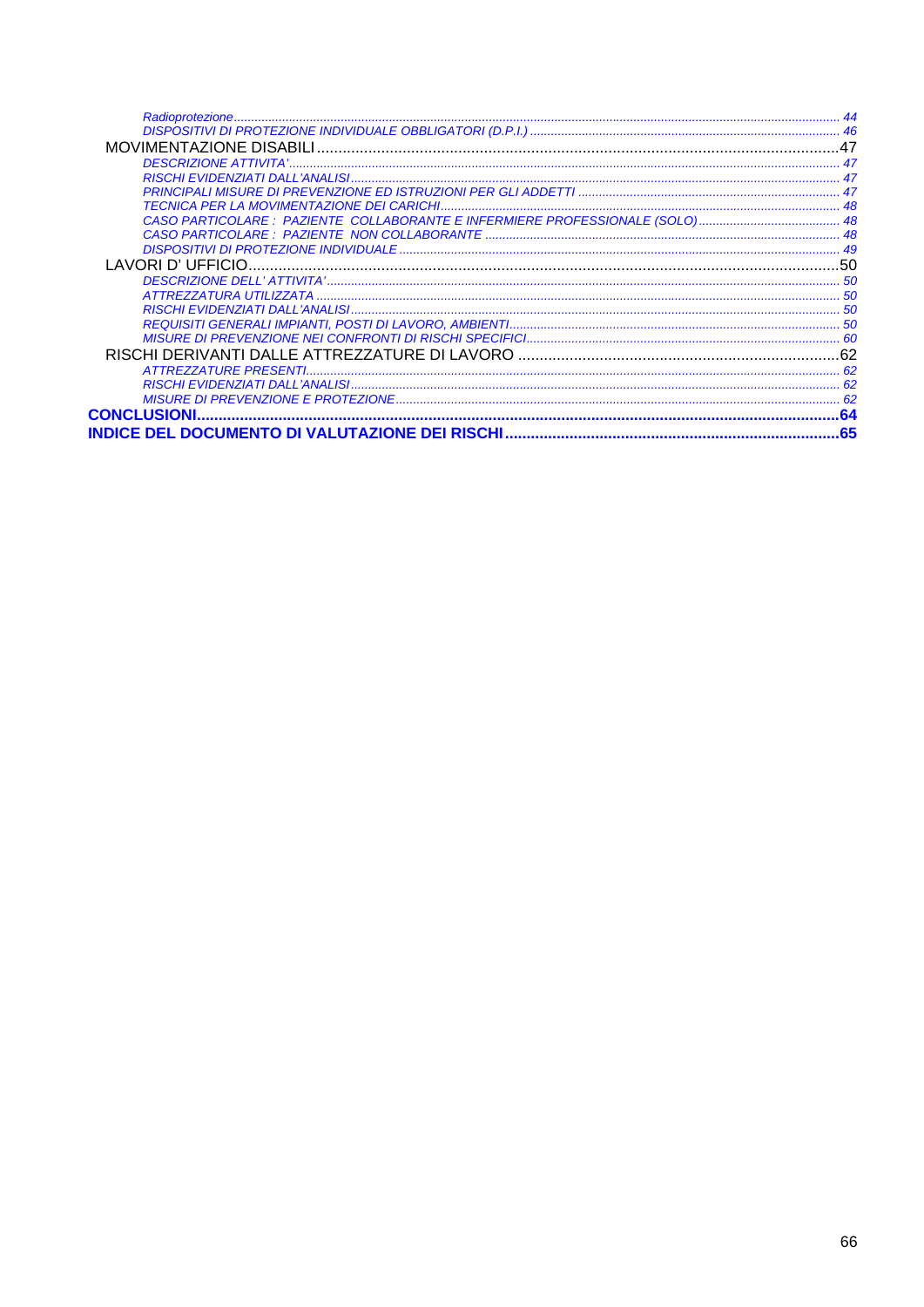*Radioprotezione* ........ 44
*DISPOSITIVI DI PROTEZIONE INDIVIDUALE OBBLIGATORI (D.P.I.)* ........ 46

MOVIMENTAZIONE DISABILI ........ 47

*DESCRIZIONE ATTIVITA'* ........ 47
*RISCHI EVIDENZIATI DALL'ANALISI* ........ 47
*PRINCIPALI MISURE DI PREVENZIONE ED ISTRUZIONI PER GLI ADDETTI* ........ 47
*TECNICA PER LA MOVIMENTAZIONE DEI CARICHI* ........ 48
*CASO PARTICOLARE : PAZIENTE COLLABORANTE E INFERMIERE PROFESSIONALE (SOLO)* ........ 48
*CASO PARTICOLARE : PAZIENTE NON COLLABORANTE* ........ 48
*DISPOSITIVI DI PROTEZIONE INDIVIDUALE* ........ 49

LAVORI D' UFFICIO ........ 50

*DESCRIZIONE DELL' ATTIVITA'* ........ 50
*ATTREZZATURA UTILIZZATA* ........ 50
*RISCHI EVIDENZIATI DALL'ANALISI* ........ 50
*REQUISITI GENERALI IMPIANTI, POSTI DI LAVORO, AMBIENTI* ........ 50
*MISURE DI PREVENZIONE NEI CONFRONTI DI RISCHI SPECIFICI* ........ 60

RISCHI DERIVANTI DALLE ATTREZZATURE DI LAVORO ........ 62

*ATTREZZATURE PRESENTI* ........ 62
*RISCHI EVIDENZIATI DALL'ANALISI* ........ 62
*MISURE DI PREVENZIONE E PROTEZIONE* ........ 62

**CONCLUSIONI** ........ **64**

**INDICE DEL DOCUMENTO DI VALUTAZIONE DEI RISCHI** ........ **65**